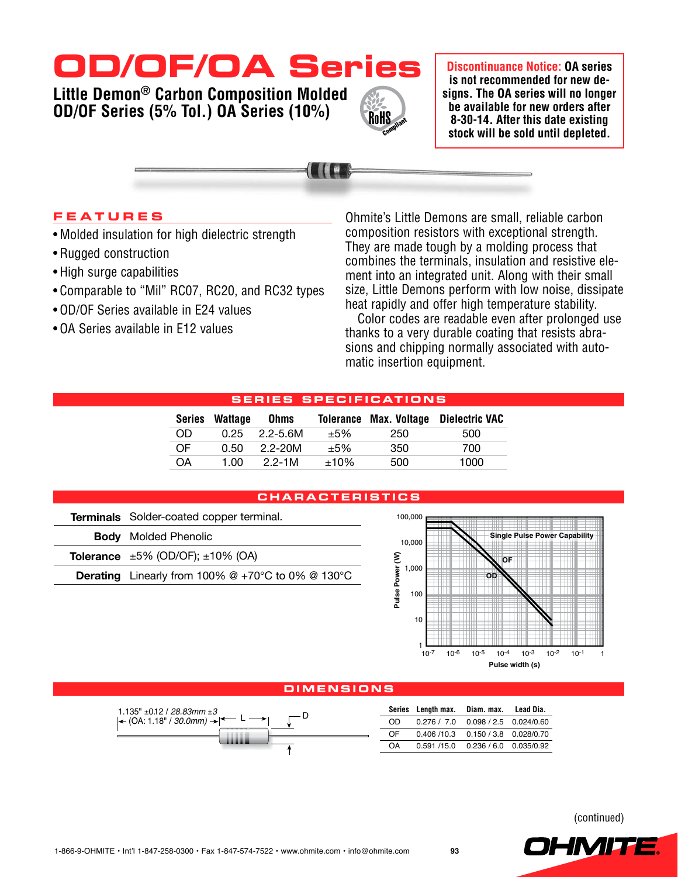# OD/OF/OA Series

## Little Demon® Carbon Composition Molded OD/OF Series (5% Tol.) OA Series (10%)

RoHS Compliant

**Discontinuance Notice: OA series is not recommended for new designs. The OA series will no longer be available for new orders after 8-30-14. After this date existing stock will be sold until depleted.**

## FEATURES

- Molded insulation for high dielectric strength
- Rugged construction
- High surge capabilities
- Comparable to "Mil" RC07, RC20, and RC32 types
- OD/OF Series available in E24 values
- OA Series available in E12 values

Ohmite's Little Demons are small, reliable carbon composition resistors with exceptional strength. They are made tough by a molding process that combines the terminals, insulation and resistive element into an integrated unit. Along with their small size, Little Demons perform with low noise, dissipate heat rapidly and offer high temperature stability.

Color codes are readable even after prolonged use thanks to a very durable coating that resists abrasions and chipping normally associated with automatic insertion equipment.

## SERIES SPECIFICATIONS

| Series | Wattage | Ohms | Tolerance | Max. Voltage | Dielectric VAC |
|---|---|---|---|---|---|
| OD | 0.25 | 2.2-5.6M | ±5% | 250 | 500 |
| OF | 0.50 | 2.2-20M | ±5% | 350 | 700 |
| OA | 1.00 | 2.2-1M | ±10% | 500 | 1000 |

## CHARACTERISTICS

| | |
|---|---|
| **Terminals** | Solder-coated copper terminal. |
| **Body** | Molded Phenolic |
| **Tolerance** | ±5% (OD/OF); ±10% (OA) |
| **Derating** | Linearly from 100% @ +70°C to 0% @ 130°C |

Single Pulse Power Capability (Pulse Power (W) vs. Pulse width (s); curves OD and OF; Y axis 1 to 100,000; X axis $10^{-7}$ to 1)

## DIMENSIONS

1.135" ±.012 / *28.83mm ±3* (OA: 1.18" / *30.0mm*)

| Series | Length max. | Diam. max. | Lead Dia. |
|---|---|---|---|
| OD | 0.276 / 7.0 | 0.098 / 2.5 | 0.024/0.60 |
| OF | 0.406 /10.3 | 0.150 / 3.8 | 0.028/0.70 |
| OA | 0.591 /15.0 | 0.236 / 6.0 | 0.035/0.92 |

(continued)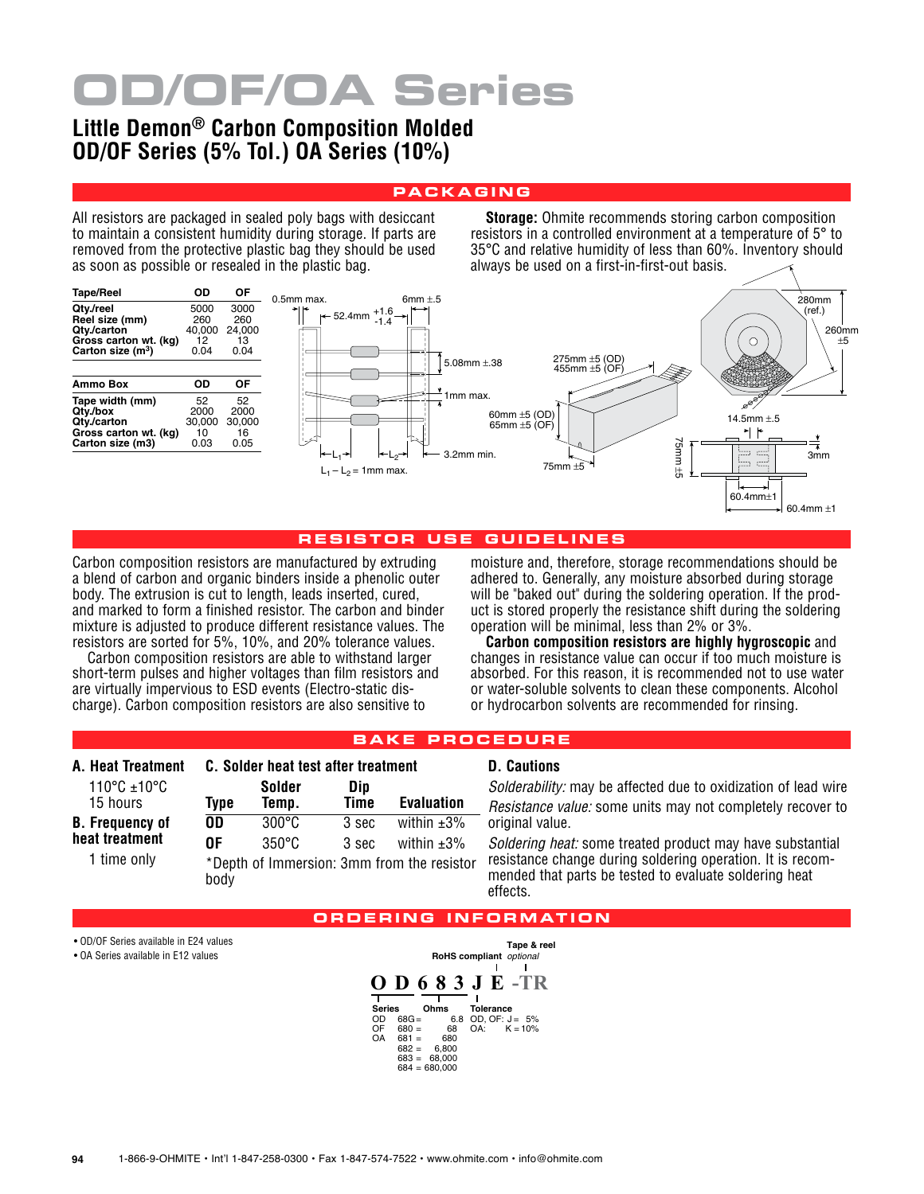# OD/OF/OA Series

## Little Demon® Carbon Composition Molded OD/OF Series (5% Tol.) OA Series (10%)

## PACKAGING

All resistors are packaged in sealed poly bags with desiccant to maintain a consistent humidity during storage. If parts are removed from the protective plastic bag they should be used as soon as possible or resealed in the plastic bag.

**Storage:** Ohmite recommends storing carbon composition resistors in a controlled environment at a temperature of 5° to 35°C and relative humidity of less than 60%. Inventory should always be used on a first-in-first-out basis.

| Tape/Reel | OD | OF |
|---|---|---|
| Qty./reel | 5000 | 3000 |
| Reel size (mm) | 260 | 260 |
| Qty./carton | 40,000 | 24,000 |
| Gross carton wt. (kg) | 12 | 13 |
| Carton size ($m^3$) | 0.04 | 0.04 |

| Ammo Box | OD | OF |
|---|---|---|
| Tape width (mm) | 52 | 52 |
| Qty./box | 2000 | 2000 |
| Qty./carton | 30,000 | 30,000 |
| Gross carton wt. (kg) | 10 | 16 |
| Carton size (m3) | 0.03 | 0.05 |

0.5mm max. 52.4mm $^{+1.6}_{-1.4}$ 6mm ±.5 5.08mm ±.38 1mm max. 3.2mm min. $L_1$ $L_2$ $L_1 - L_2$ = 1mm max.

275mm ±5 (OD) 455mm ±5 (OF) 60mm ±5 (OD) 65mm ±5 (OF) 75mm ±5

280mm (ref.) 260mm ±5 14.5mm ±.5 75mm ±5 3mm 60.4mm±1 60.4mm ±1

## RESISTOR USE GUIDELINES

Carbon composition resistors are manufactured by extruding a blend of carbon and organic binders inside a phenolic outer body. The extrusion is cut to length, leads inserted, cured, and marked to form a finished resistor. The carbon and binder mixture is adjusted to produce different resistance values. The resistors are sorted for 5%, 10%, and 20% tolerance values.

Carbon composition resistors are able to withstand larger short-term pulses and higher voltages than film resistors and are virtually impervious to ESD events (Electro-static discharge). Carbon composition resistors are also sensitive to moisture and, therefore, storage recommendations should be adhered to. Generally, any moisture absorbed during storage will be "baked out" during the soldering operation. If the product is stored properly the resistance shift during the soldering operation will be minimal, less than 2% or 3%.

**Carbon composition resistors are highly hygroscopic** and changes in resistance value can occur if too much moisture is absorbed. For this reason, it is recommended not to use water or water-soluble solvents to clean these components. Alcohol or hydrocarbon solvents are recommended for rinsing.

## BAKE PROCEDURE

**A. Heat Treatment**

110°C ±10°C
15 hours

**B. Frequency of heat treatment**

1 time only

**C. Solder heat test after treatment**

| Type | Solder Temp. | Dip Time | Evaluation |
|---|---|---|---|
| OD | 300°C | 3 sec | within ±3% |
| OF | 350°C | 3 sec | within ±3% |

*Depth of Immersion: 3mm from the resistor body

**D. Cautions**

*Solderability:* may be affected due to oxidization of lead wire

*Resistance value:* some units may not completely recover to original value.

*Soldering heat:* some treated product may have substantial resistance change during soldering operation. It is recommended that parts be tested to evaluate soldering heat effects.

## ORDERING INFORMATION

- OD/OF Series available in E24 values
- OA Series available in E12 values

**O D 6 8 3 J E -TR**

- Series: OD, OF, OA
- Ohms: 68G = 6.8; 680 = 68; 681 = 680; 682 = 6,800; 683 = 68,000; 684 = 680,000
- Tolerance: OD, OF: J = 5%; OA: K = 10%
- RoHS compliant
- Tape & reel *optional*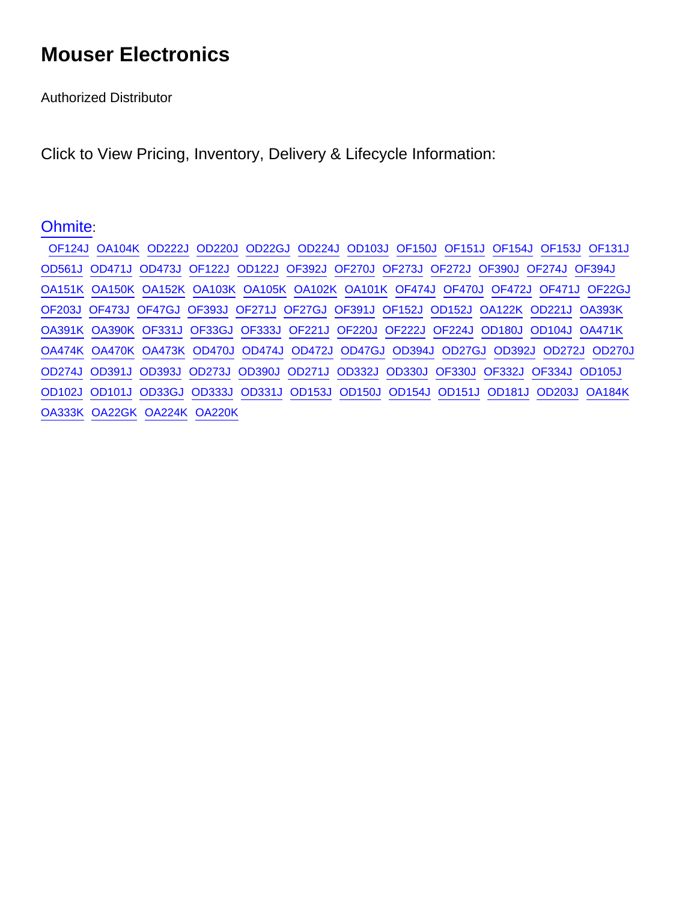# Mouser Electronics

Authorized Distributor

Click to View Pricing, Inventory, Delivery & Lifecycle Information:

Ohmite:

OF124J OA104K OD222J OD220J OD22GJ OD224J OD103J OF150J OF151J OF154J OF153J OF131J OD561J OD471J OD473J OF122J OD122J OF392J OF270J OF273J OF272J OF390J OF274J OF394J OA151K OA150K OA152K OA103K OA105K OA102K OA101K OF474J OF470J OF472J OF471J OF22GJ OF203J OF473J OF47GJ OF393J OF271J OF27GJ OF391J OF152J OD152J OA122K OD221J OA393K OA391K OA390K OF331J OF33GJ OF333J OF221J OF220J OF222J OF224J OD180J OD104J OA471K OA474K OA470K OA473K OD470J OD474J OD472J OD47GJ OD394J OD27GJ OD392J OD272J OD270J OD274J OD391J OD393J OD273J OD390J OD271J OD332J OD330J OF330J OF332J OF334J OD105J OD102J OD101J OD33GJ OD333J OD331J OD153J OD150J OD154J OD151J OD181J OD203J OA184K OA333K OA22GK OA224K OA220K